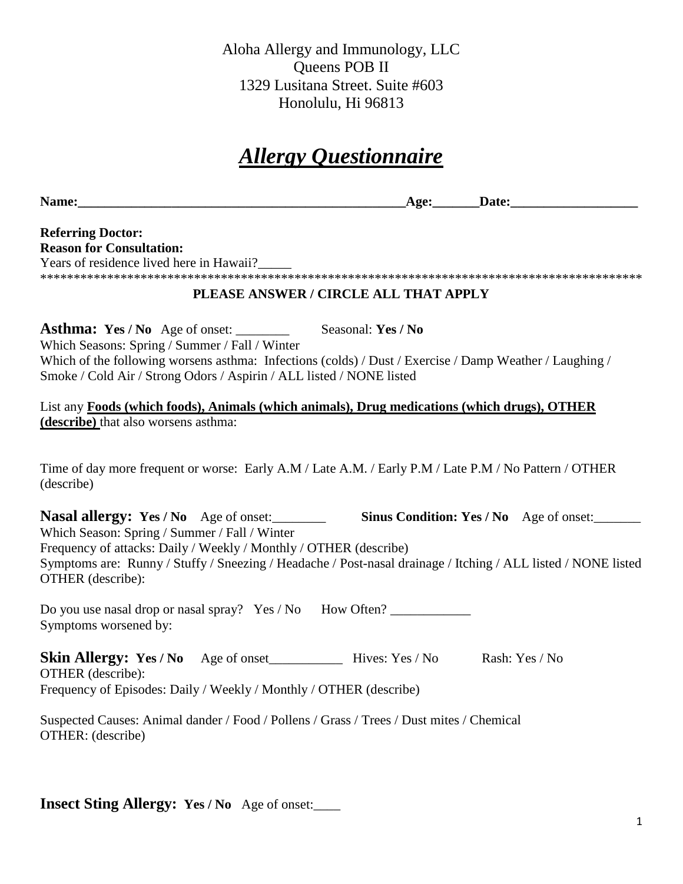Aloha Allergy and Immunology, LLC
Queens POB II
1329 Lusitana Street. Suite #603
Honolulu, Hi 96813

# ***Allergy Questionnaire***

**Name:\_\_\_\_\_\_\_\_\_\_\_\_\_\_\_\_\_\_\_\_\_\_\_\_\_\_\_\_\_\_\_\_\_\_\_\_\_\_\_\_\_\_\_\_\_\_\_\_\_\_\_Age:\_\_\_\_\_\_\_Date:\_\_\_\_\_\_\_\_\_\_\_\_\_\_\_\_\_\_\_**

**Referring Doctor:**
**Reason for Consultation:**
Years of residence lived here in Hawaii?\_\_\_\_\_

******************************************************************************************

**PLEASE ANSWER / CIRCLE ALL THAT APPLY**

**Asthma: Yes / No** Age of onset: \_\_\_\_\_\_\_\_ Seasonal: **Yes / No**
Which Seasons: Spring / Summer / Fall / Winter
Which of the following worsens asthma: Infections (colds) / Dust / Exercise / Damp Weather / Laughing / Smoke / Cold Air / Strong Odors / Aspirin / ALL listed / NONE listed

List any **Foods (which foods), Animals (which animals), Drug medications (which drugs), OTHER (describe)** that also worsens asthma:

Time of day more frequent or worse: Early A.M / Late A.M. / Early P.M / Late P.M / No Pattern / OTHER (describe)

**Nasal allergy: Yes / No** Age of onset:\_\_\_\_\_\_\_\_ **Sinus Condition: Yes / No** Age of onset:\_\_\_\_\_\_\_
Which Season: Spring / Summer / Fall / Winter
Frequency of attacks: Daily / Weekly / Monthly / OTHER (describe)
Symptoms are: Runny / Stuffy / Sneezing / Headache / Post-nasal drainage / Itching / ALL listed / NONE listed
OTHER (describe):

Do you use nasal drop or nasal spray? Yes / No How Often? \_\_\_\_\_\_\_\_\_\_\_\_
Symptoms worsened by:

**Skin Allergy: Yes / No** Age of onset\_\_\_\_\_\_\_\_\_\_\_ Hives: Yes / No Rash: Yes / No
OTHER (describe):
Frequency of Episodes: Daily / Weekly / Monthly / OTHER (describe)

Suspected Causes: Animal dander / Food / Pollens / Grass / Trees / Dust mites / Chemical
OTHER: (describe)

**Insect Sting Allergy: Yes / No** Age of onset:\_\_\_\_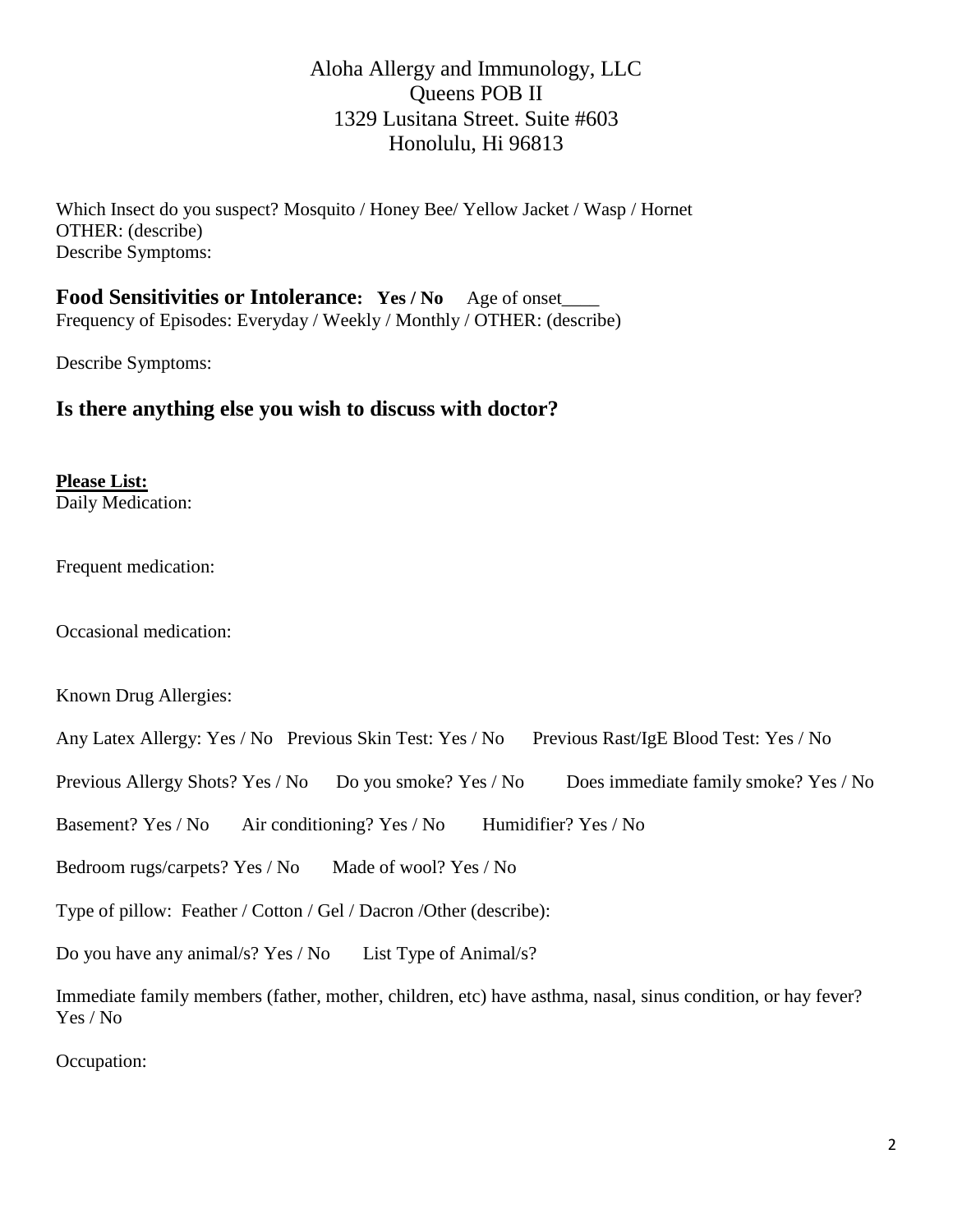Aloha Allergy and Immunology, LLC
Queens POB II
1329 Lusitana Street. Suite #603
Honolulu, Hi 96813

Which Insect do you suspect? Mosquito / Honey Bee/ Yellow Jacket / Wasp / Hornet
OTHER: (describe)
Describe Symptoms:

**Food Sensitivities or Intolerance: Yes / No** Age of onset____
Frequency of Episodes: Everyday / Weekly / Monthly / OTHER: (describe)

Describe Symptoms:

## Is there anything else you wish to discuss with doctor?

**Please List:**
Daily Medication:

Frequent medication:

Occasional medication:

Known Drug Allergies:

Any Latex Allergy: Yes / No Previous Skin Test: Yes / No Previous Rast/IgE Blood Test: Yes / No

Previous Allergy Shots? Yes / No Do you smoke? Yes / No Does immediate family smoke? Yes / No

Basement? Yes / No Air conditioning? Yes / No Humidifier? Yes / No

Bedroom rugs/carpets? Yes / No Made of wool? Yes / No

Type of pillow: Feather / Cotton / Gel / Dacron /Other (describe):

Do you have any animal/s? Yes / No List Type of Animal/s?

Immediate family members (father, mother, children, etc) have asthma, nasal, sinus condition, or hay fever? Yes / No

Occupation: